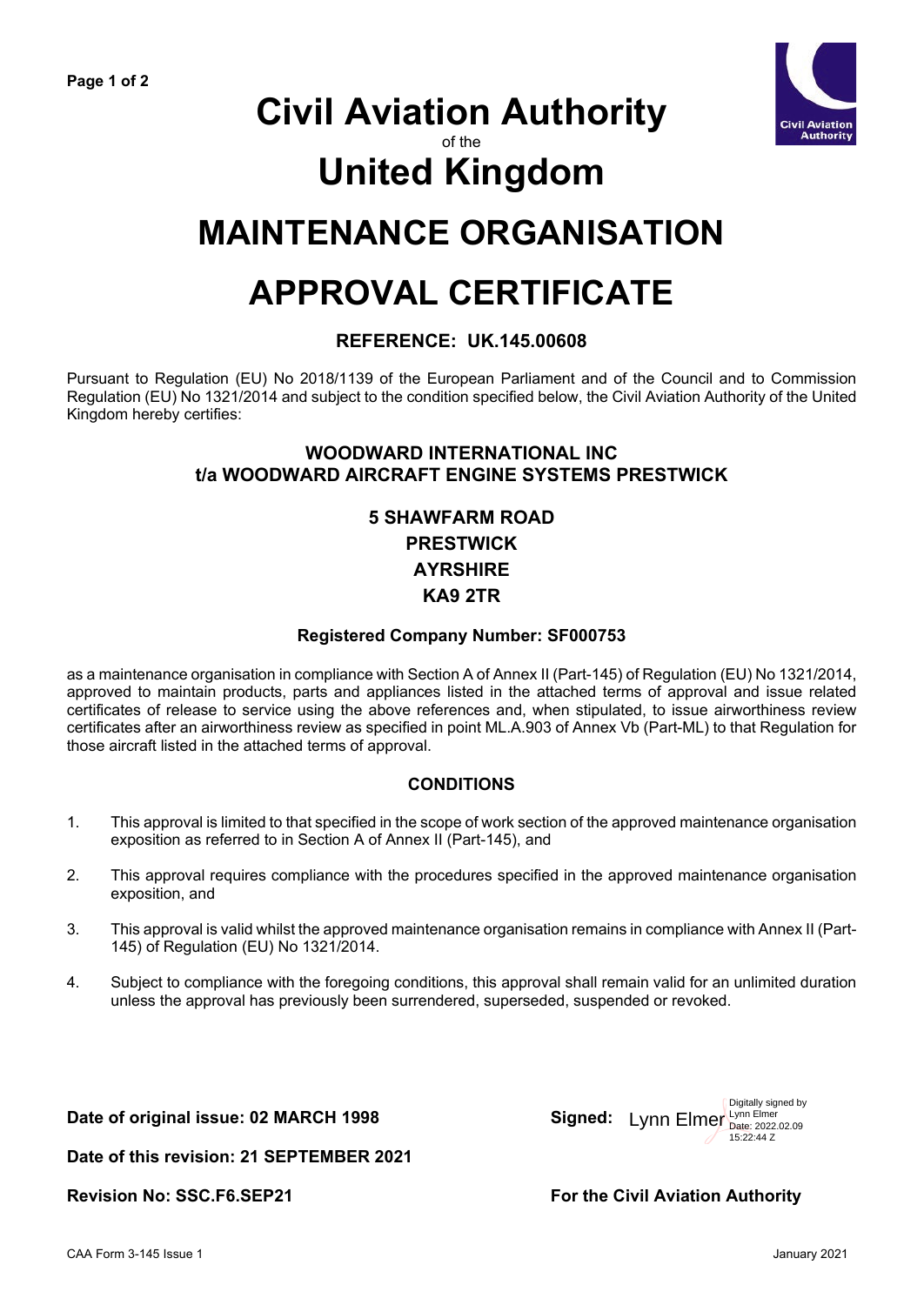# Civil Aviation Authority

of the

# United Kingdom

# MAINTENANCE ORGANISATION APPROVAL CERTIFICATE

## REFERENCE: UK.145.00608

Pursuant to Regulation (EU) No 2018/1139 of the European Parliament and of the Council and to Commission Regulation (EU) No 1321/2014 and subject to the condition specified below, the Civil Aviation Authority of the United Kingdom hereby certifies:

**WOODWARD INTERNATIONAL INC**
**t/a WOODWARD AIRCRAFT ENGINE SYSTEMS PRESTWICK**

**5 SHAWFARM ROAD**
**PRESTWICK**
**AYRSHIRE**
**KA9 2TR**

**Registered Company Number: SF000753**

as a maintenance organisation in compliance with Section A of Annex II (Part-145) of Regulation (EU) No 1321/2014, approved to maintain products, parts and appliances listed in the attached terms of approval and issue related certificates of release to service using the above references and, when stipulated, to issue airworthiness review certificates after an airworthiness review as specified in point ML.A.903 of Annex Vb (Part-ML) to that Regulation for those aircraft listed in the attached terms of approval.

### CONDITIONS

1. This approval is limited to that specified in the scope of work section of the approved maintenance organisation exposition as referred to in Section A of Annex II (Part-145), and
2. This approval requires compliance with the procedures specified in the approved maintenance organisation exposition, and
3. This approval is valid whilst the approved maintenance organisation remains in compliance with Annex II (Part-145) of Regulation (EU) No 1321/2014.
4. Subject to compliance with the foregoing conditions, this approval shall remain valid for an unlimited duration unless the approval has previously been surrendered, superseded, suspended or revoked.

**Date of original issue: 02 MARCH 1998**

**Signed:** Lynn Elmer (Digitally signed by Lynn Elmer Date: 2022.02.09 15:22:44 Z)

**Date of this revision: 21 SEPTEMBER 2021**

**Revision No: SSC.F6.SEP21**

**For the Civil Aviation Authority**

CAA Form 3-145 Issue 1 January 2021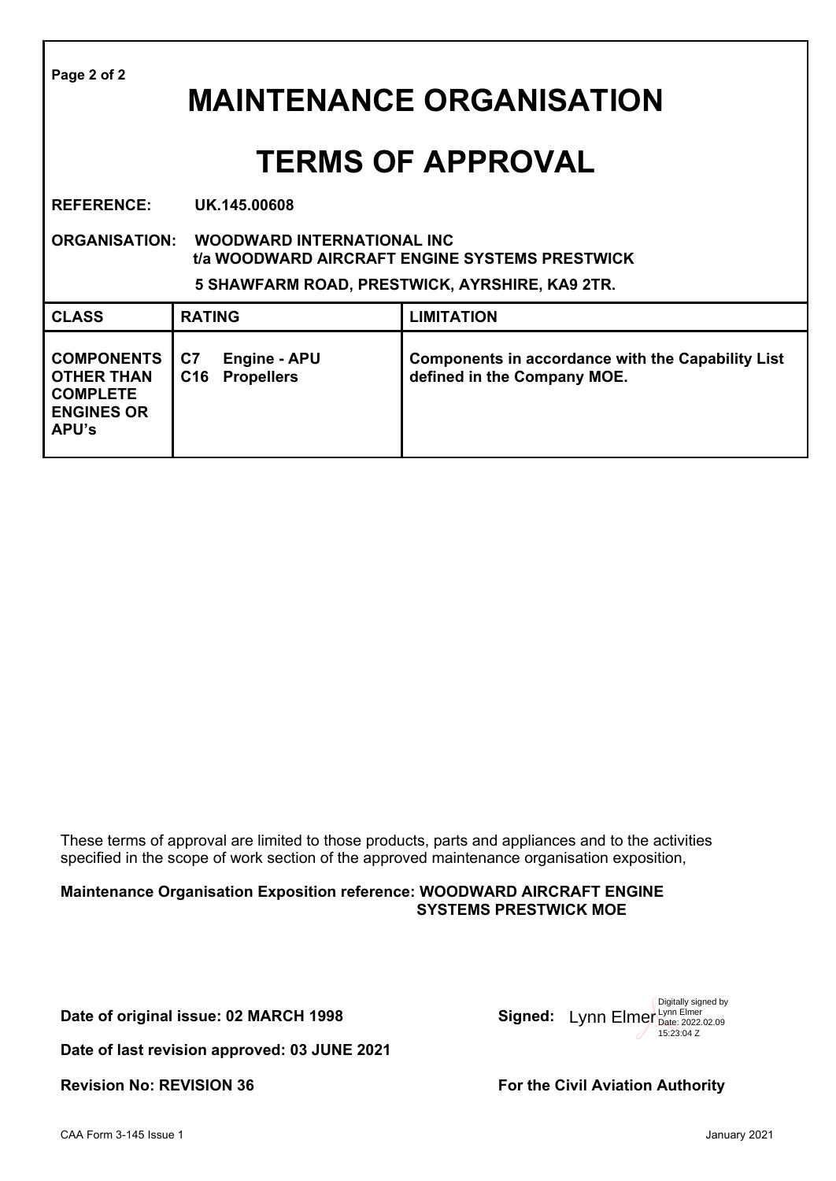# MAINTENANCE ORGANISATION

# TERMS OF APPROVAL

**REFERENCE:** **UK.145.00608**

**ORGANISATION:** **WOODWARD INTERNATIONAL INC**
**t/a WOODWARD AIRCRAFT ENGINE SYSTEMS PRESTWICK**
**5 SHAWFARM ROAD, PRESTWICK, AYRSHIRE, KA9 2TR.**

| CLASS | RATING | LIMITATION |
|---|---|---|
| **COMPONENTS OTHER THAN COMPLETE ENGINES OR APU's** | **C7 Engine - APU**<br>**C16 Propellers** | **Components in accordance with the Capability List defined in the Company MOE.** |

These terms of approval are limited to those products, parts and appliances and to the activities specified in the scope of work section of the approved maintenance organisation exposition,

**Maintenance Organisation Exposition reference: WOODWARD AIRCRAFT ENGINE SYSTEMS PRESTWICK MOE**

**Date of original issue: 02 MARCH 1998**

**Date of last revision approved: 03 JUNE 2021**

**Revision No: REVISION 36**

**Signed:** Lynn Elmer Digitally signed by Lynn Elmer Date: 2022.02.09 15:23:04 Z

**For the Civil Aviation Authority**

CAA Form 3-145 Issue 1 January 2021